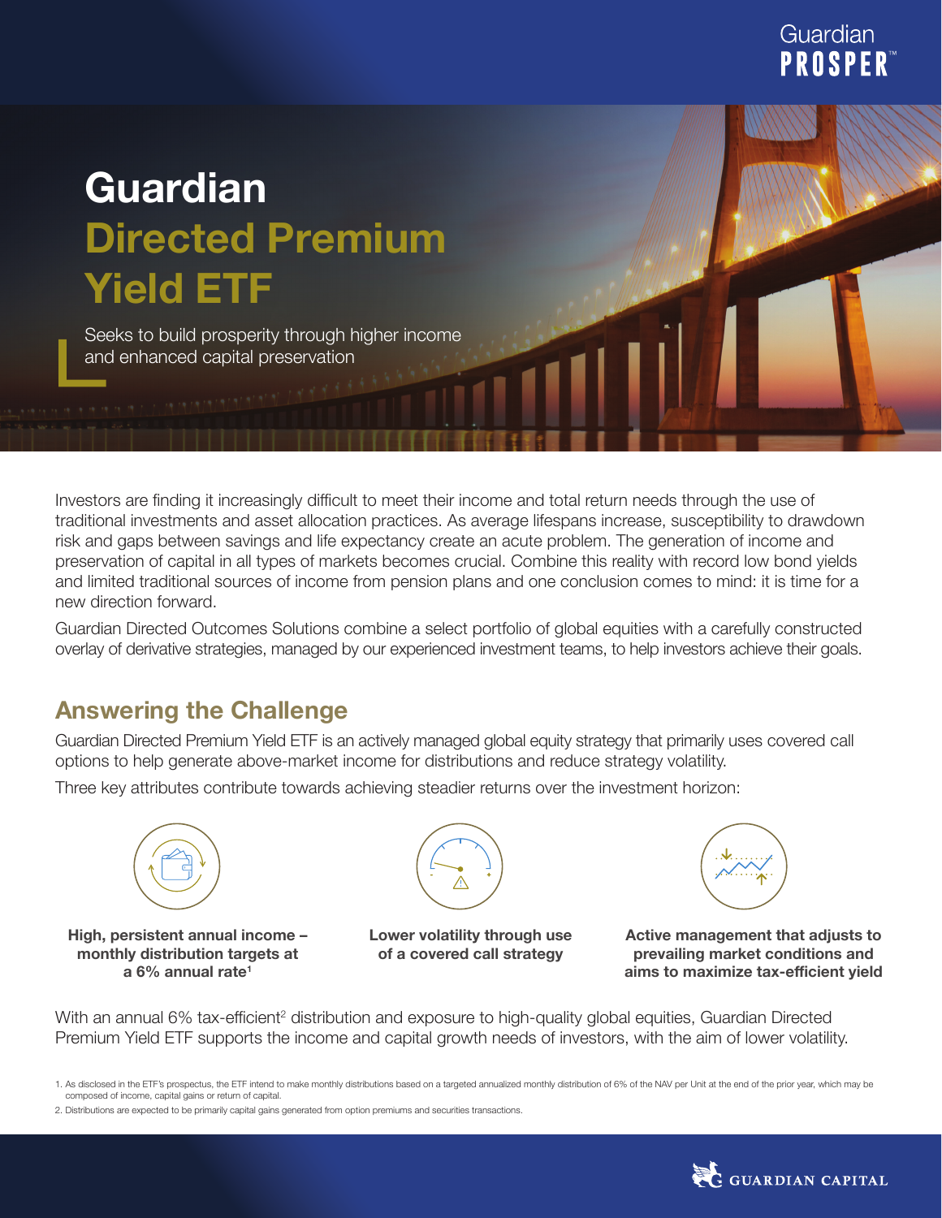Guardian **PROSPER**™

# Guardian Directed Premium Yield ETF

Seeks to build prosperity through higher income and enhanced capital preservation

Investors are finding it increasingly difficult to meet their income and total return needs through the use of traditional investments and asset allocation practices. As average lifespans increase, susceptibility to drawdown risk and gaps between savings and life expectancy create an acute problem. The generation of income and preservation of capital in all types of markets becomes crucial. Combine this reality with record low bond yields and limited traditional sources of income from pension plans and one conclusion comes to mind: it is time for a new direction forward.

Guardian Directed Outcomes Solutions combine a select portfolio of global equities with a carefully constructed overlay of derivative strategies, managed by our experienced investment teams, to help investors achieve their goals.

## Answering the Challenge

Guardian Directed Premium Yield ETF is an actively managed global equity strategy that primarily uses covered call options to help generate above-market income for distributions and reduce strategy volatility.

Three key attributes contribute towards achieving steadier returns over the investment horizon:

**High, persistent annual income – monthly distribution targets at a 6% annual rate**[1]

**Lower volatility through use of a covered call strategy**

**Active management that adjusts to prevailing market conditions and aims to maximize tax-efficient yield**

With an annual 6% tax-efficient[2] distribution and exposure to high-quality global equities, Guardian Directed Premium Yield ETF supports the income and capital growth needs of investors, with the aim of lower volatility.

1. As disclosed in the ETF's prospectus, the ETF intend to make monthly distributions based on a targeted annualized monthly distribution of 6% of the NAV per Unit at the end of the prior year, which may be composed of income, capital gains or return of capital.

2. Distributions are expected to be primarily capital gains generated from option premiums and securities transactions.

GUARDIAN CAPITAL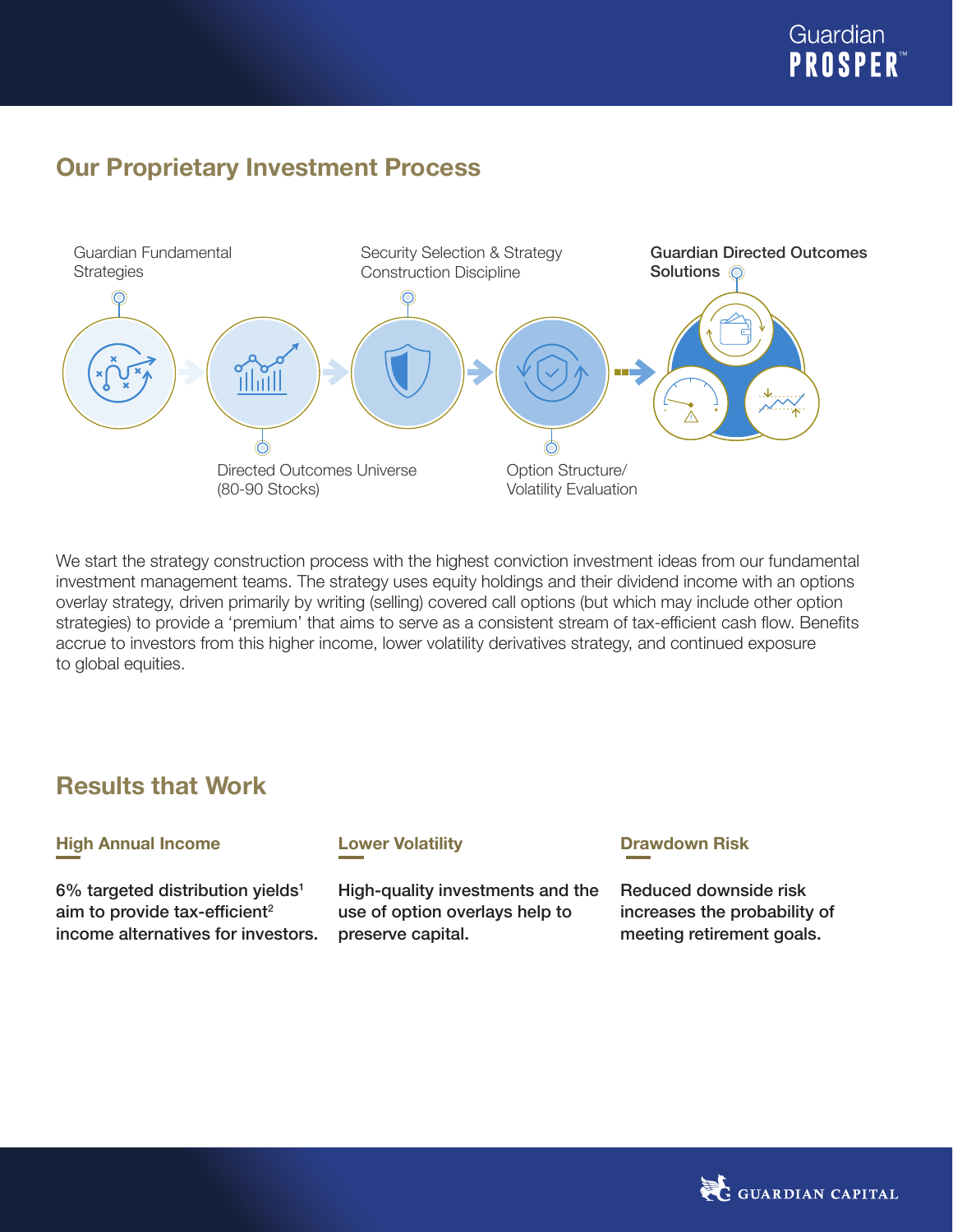## Our Proprietary Investment Process

Guardian Fundamental Strategies

Directed Outcomes Universe (80-90 Stocks)

Security Selection & Strategy Construction Discipline

Option Structure/ Volatility Evaluation

**Guardian Directed Outcomes Solutions**

We start the strategy construction process with the highest conviction investment ideas from our fundamental investment management teams. The strategy uses equity holdings and their dividend income with an options overlay strategy, driven primarily by writing (selling) covered call options (but which may include other option strategies) to provide a 'premium' that aims to serve as a consistent stream of tax-efficient cash flow. Benefits accrue to investors from this higher income, lower volatility derivatives strategy, and continued exposure to global equities.

## Results that Work

### High Annual Income

**6% targeted distribution yields[1] aim to provide tax-efficient[2] income alternatives for investors.**

### Lower Volatility

**High-quality investments and the use of option overlays help to preserve capital.**

### Drawdown Risk

**Reduced downside risk increases the probability of meeting retirement goals.**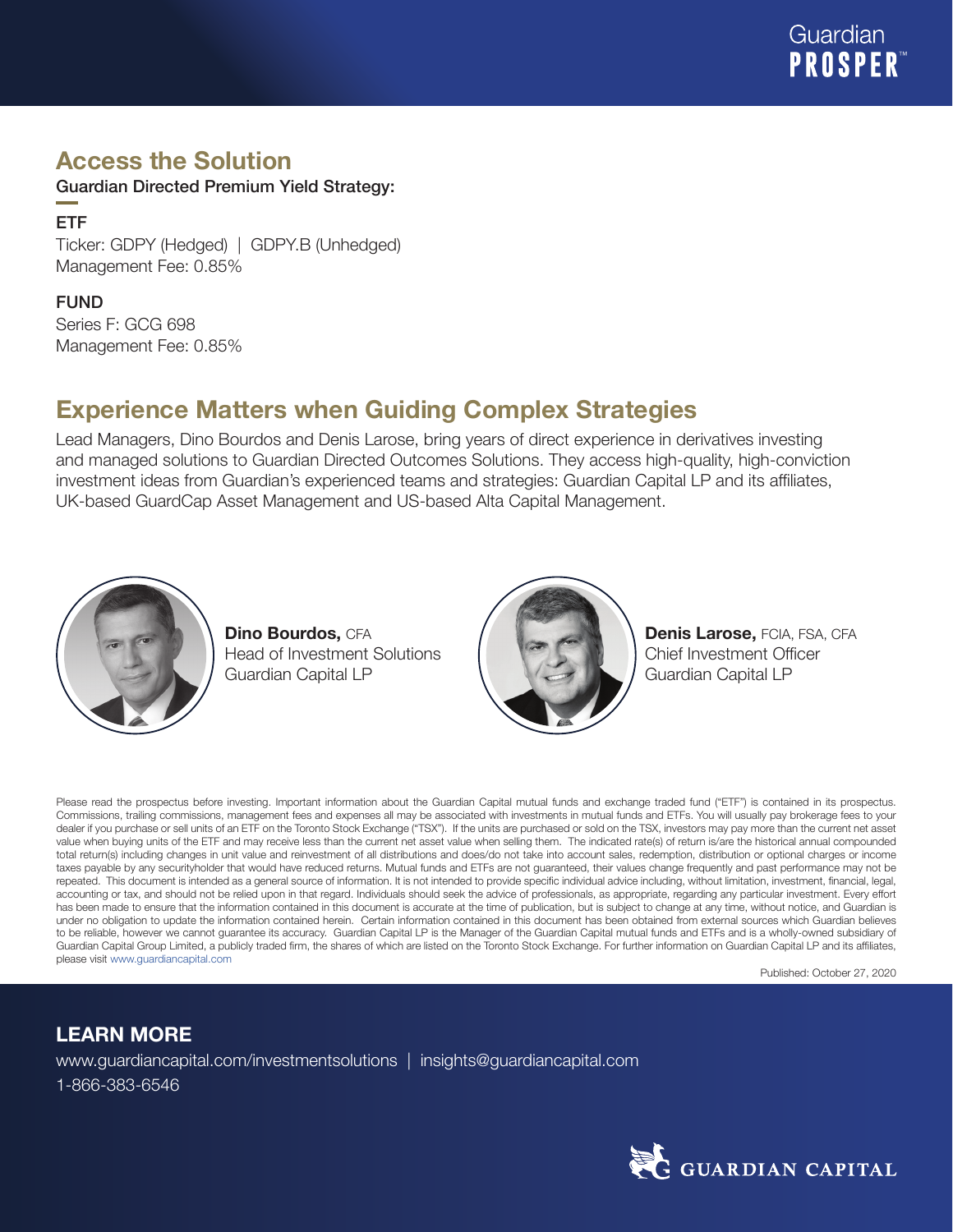Guardian **PROSPER**™

## Access the Solution

**Guardian Directed Premium Yield Strategy:**

**ETF**

Ticker: GDPY (Hedged) | GDPY.B (Unhedged)
Management Fee: 0.85%

**FUND**

Series F: GCG 698
Management Fee: 0.85%

## Experience Matters when Guiding Complex Strategies

Lead Managers, Dino Bourdos and Denis Larose, bring years of direct experience in derivatives investing and managed solutions to Guardian Directed Outcomes Solutions. They access high-quality, high-conviction investment ideas from Guardian's experienced teams and strategies: Guardian Capital LP and its affiliates, UK-based GuardCap Asset Management and US-based Alta Capital Management.

**Dino Bourdos,** CFA
Head of Investment Solutions
Guardian Capital LP

**Denis Larose,** FCIA, FSA, CFA
Chief Investment Officer
Guardian Capital LP

Please read the prospectus before investing. Important information about the Guardian Capital mutual funds and exchange traded fund ("ETF") is contained in its prospectus. Commissions, trailing commissions, management fees and expenses all may be associated with investments in mutual funds and ETFs. You will usually pay brokerage fees to your dealer if you purchase or sell units of an ETF on the Toronto Stock Exchange ("TSX"). If the units are purchased or sold on the TSX, investors may pay more than the current net asset value when buying units of the ETF and may receive less than the current net asset value when selling them. The indicated rate(s) of return is/are the historical annual compounded total return(s) including changes in unit value and reinvestment of all distributions and does/do not take into account sales, redemption, distribution or optional charges or income taxes payable by any securityholder that would have reduced returns. Mutual funds and ETFs are not guaranteed, their values change frequently and past performance may not be repeated. This document is intended as a general source of information. It is not intended to provide specific individual advice including, without limitation, investment, financial, legal, accounting or tax, and should not be relied upon in that regard. Individuals should seek the advice of professionals, as appropriate, regarding any particular investment. Every effort has been made to ensure that the information contained in this document is accurate at the time of publication, but is subject to change at any time, without notice, and Guardian is under no obligation to update the information contained herein. Certain information contained in this document has been obtained from external sources which Guardian believes to be reliable, however we cannot guarantee its accuracy. Guardian Capital LP is the Manager of the Guardian Capital mutual funds and ETFs and is a wholly-owned subsidiary of Guardian Capital Group Limited, a publicly traded firm, the shares of which are listed on the Toronto Stock Exchange. For further information on Guardian Capital LP and its affiliates, please visit www.guardiancapital.com

Published: October 27, 2020

## LEARN MORE

www.guardiancapital.com/investmentsolutions | insights@guardiancapital.com
1-866-383-6546

GUARDIAN CAPITAL